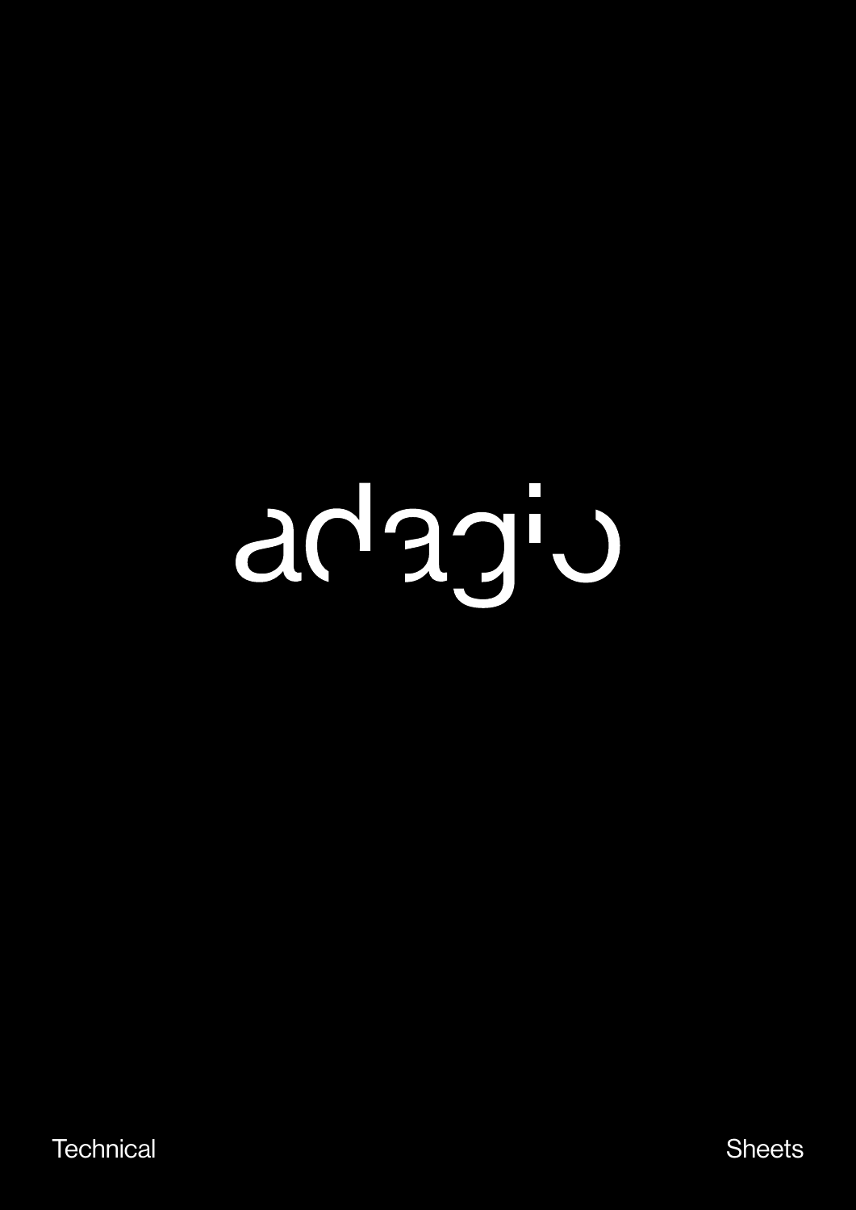# adagio

Technical Sheets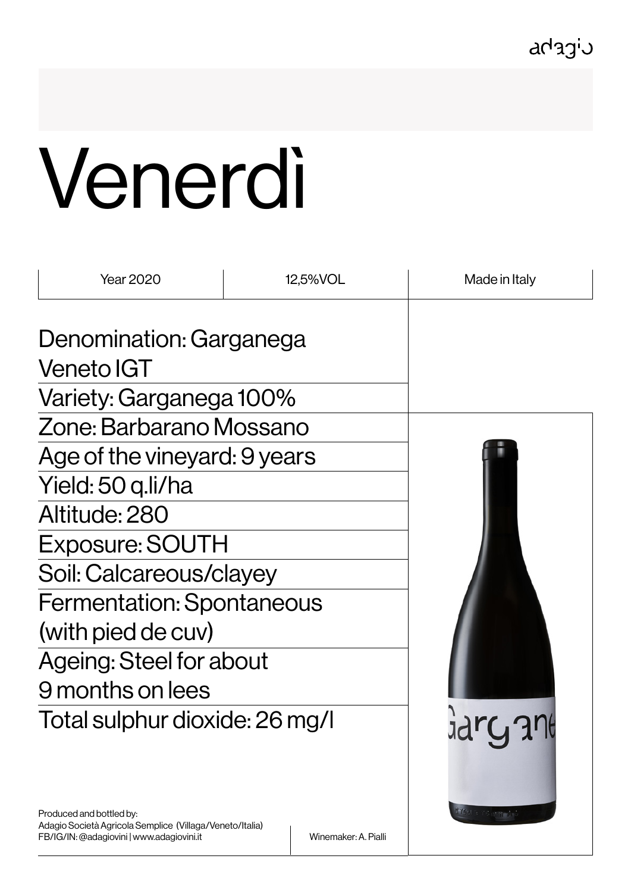adagio

# Venerdì

| Year 2020 | 12,5%VOL | Made in Italy |
|---|---|---|

Denomination: Garganega Veneto IGT

Variety: Garganega 100%

Zone: Barbarano Mossano

Age of the vineyard: 9 years

Yield: 50 q.li/ha

Altitude: 280

Exposure: SOUTH

Soil: Calcareous/clayey

Fermentation: Spontaneous (with pied de cuv)

Ageing: Steel for about 9 months on lees

Total sulphur dioxide: 26 mg/l

Produced and bottled by:
Adagio Società Agricola Semplice (Villaga/Veneto/Italia)
FB/IG/IN: @adagiovini | www.adagiovini.it

Winemaker: A. Pialli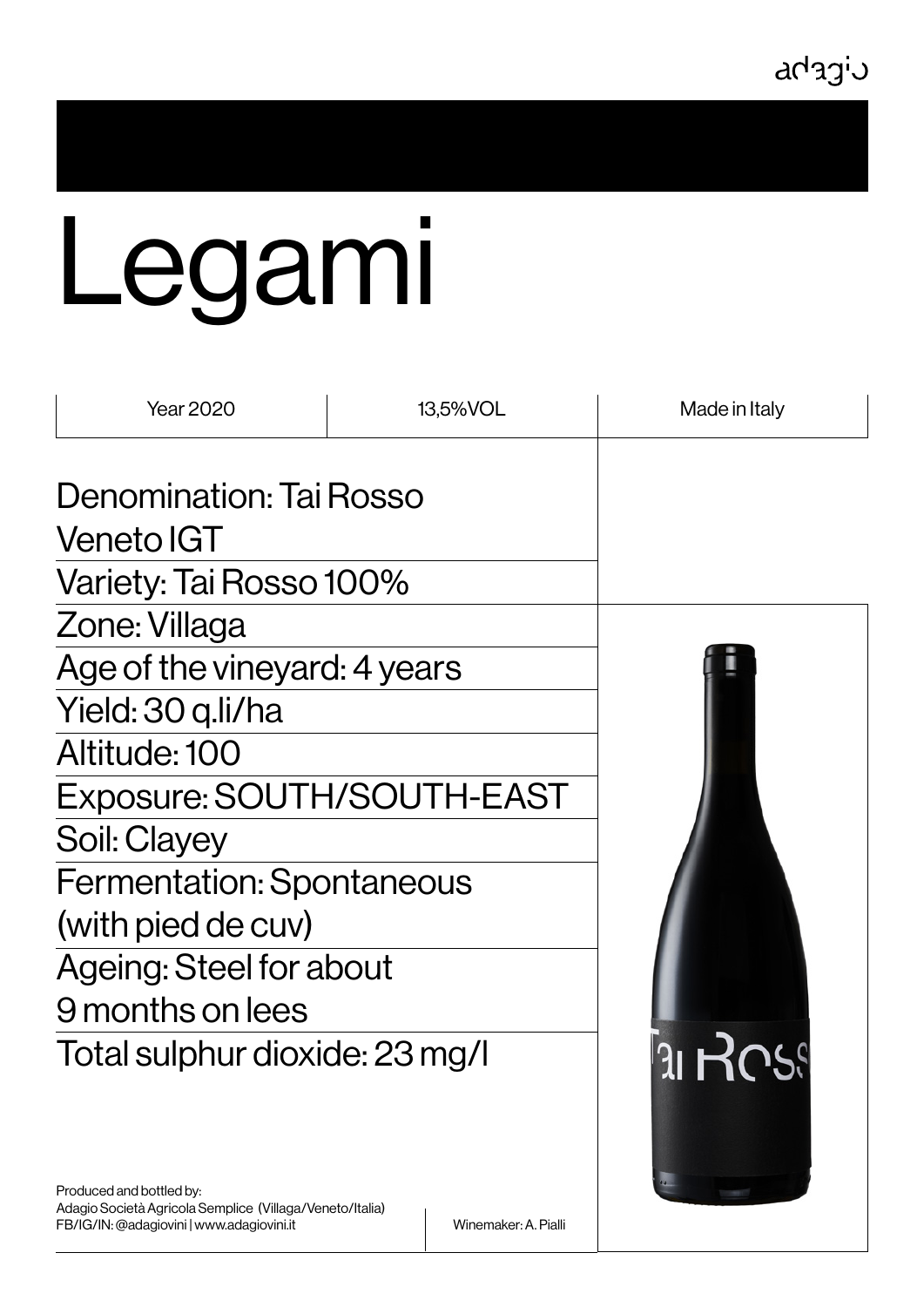adagio

# Legami

| Year 2020 | 13,5%VOL | Made in Italy |
|---|---|---|

Denomination: Tai Rosso Veneto IGT

Variety: Tai Rosso 100%

Zone: Villaga

Age of the vineyard: 4 years

Yield: 30 q.li/ha

Altitude: 100

Exposure: SOUTH/SOUTH-EAST

Soil: Clayey

Fermentation: Spontaneous (with pied de cuv)

Ageing: Steel for about 9 months on lees

Total sulphur dioxide: 23 mg/l

Produced and bottled by:
Adagio Società Agricola Semplice (Villaga/Veneto/Italia)
FB/IG/IN: @adagiovini | www.adagiovini.it

Winemaker: A. Pialli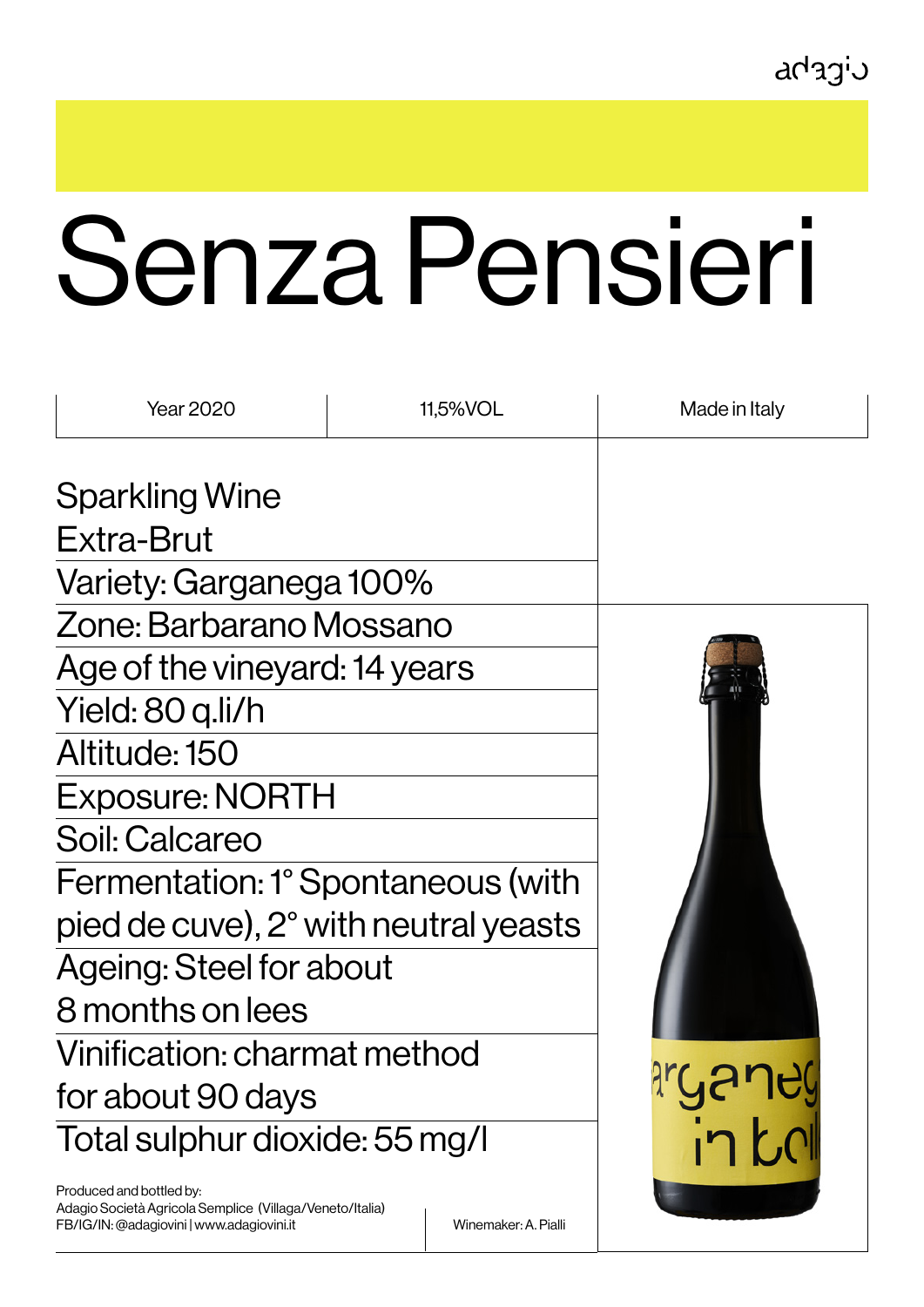adagio

# Senza Pensieri

| Year 2020 | 11,5%VOL | Made in Italy |
|---|---|---|

Sparkling Wine
Extra-Brut

Variety: Garganega 100%

Zone: Barbarano Mossano

Age of the vineyard: 14 years

Yield: 80 q.li/h

Altitude: 150

Exposure: NORTH

Soil: Calcareo

Fermentation: 1° Spontaneous (with pied de cuve), 2° with neutral yeasts

Ageing: Steel for about 8 months on lees

Vinification: charmat method for about 90 days

Total sulphur dioxide: 55 mg/l

Produced and bottled by:
Adagio Società Agricola Semplice (Villaga/Veneto/Italia)
FB/IG/IN: @adagiovini | www.adagiovini.it

Winemaker: A. Pialli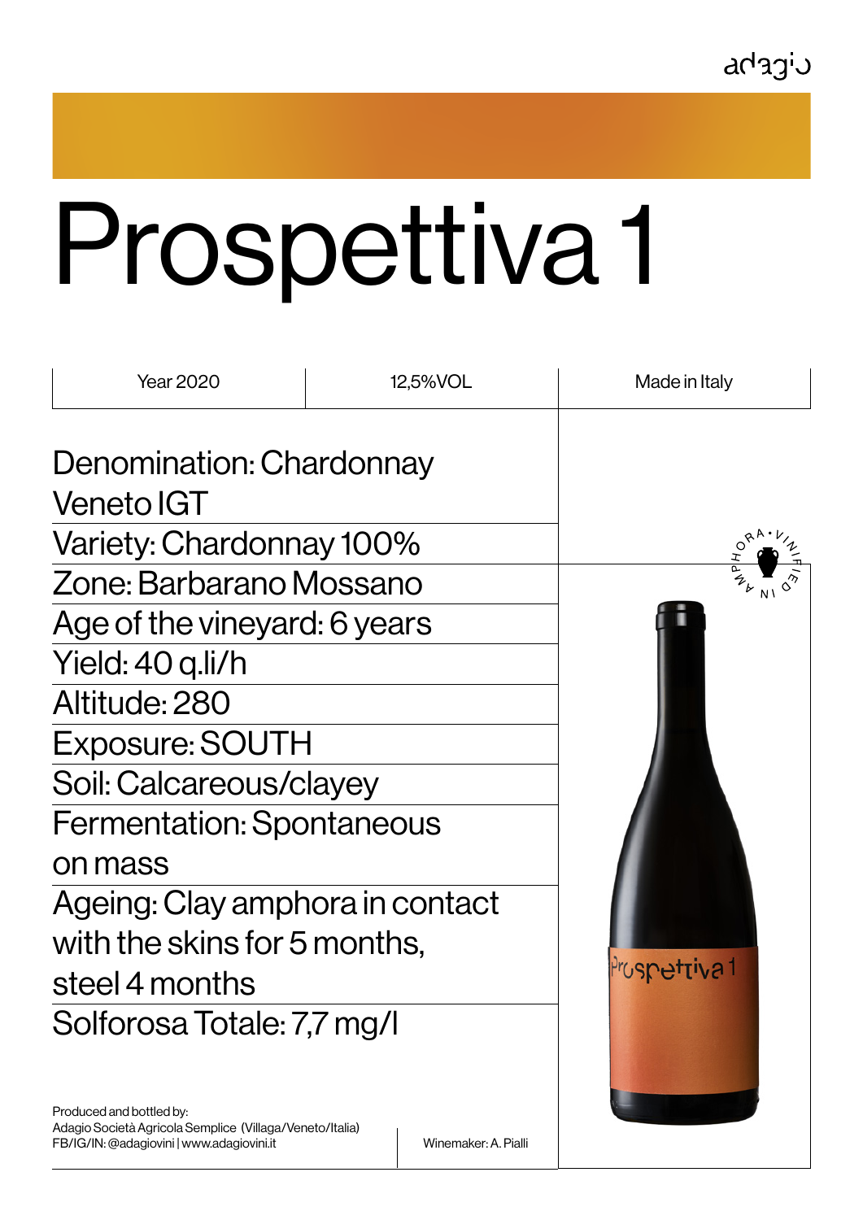adagio

# Prospettiva 1

| Year 2020 | 12,5%VOL | Made in Italy |
|---|---|---|

Denomination: Chardonnay Veneto IGT

Variety: Chardonnay 100%

Zone: Barbarano Mossano

Age of the vineyard: 6 years

Yield: 40 q.li/h

Altitude: 280

Exposure: SOUTH

Soil: Calcareous/clayey

Fermentation: Spontaneous on mass

Ageing: Clay amphora in contact with the skins for 5 months, steel 4 months

Solforosa Totale: 7,7 mg/l

AMPHORA • VINIFIED IN

Prospettiva 1

Produced and bottled by:
Adagio Società Agricola Semplice (Villaga/Veneto/Italia)
FB/IG/IN: @adagiovini | www.adagiovini.it

Winemaker: A. Pialli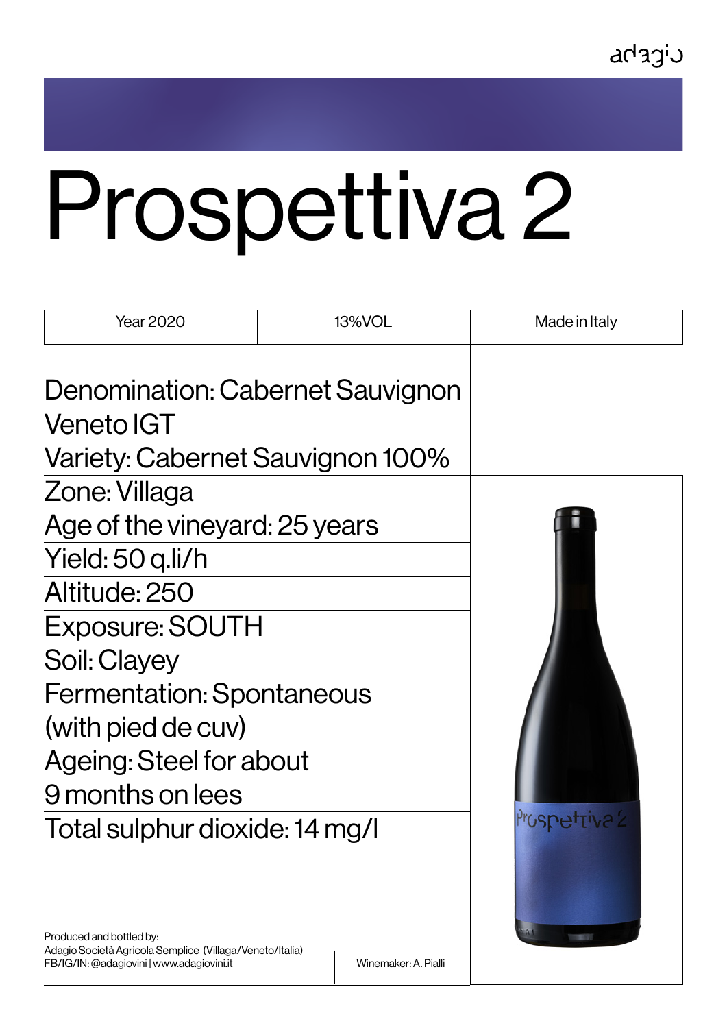adagio

# Prospettiva 2

| Year 2020 | 13%VOL | Made in Italy |
|---|---|---|

Denomination: Cabernet Sauvignon Veneto IGT

Variety: Cabernet Sauvignon 100%

Zone: Villaga

Age of the vineyard: 25 years

Yield: 50 q.li/h

Altitude: 250

Exposure: SOUTH

Soil: Clayey

Fermentation: Spontaneous (with pied de cuv)

Ageing: Steel for about 9 months on lees

Total sulphur dioxide: 14 mg/l

Produced and bottled by:
Adagio Società Agricola Semplice (Villaga/Veneto/Italia)
FB/IG/IN: @adagiovini | www.adagiovini.it

Winemaker: A. Pialli